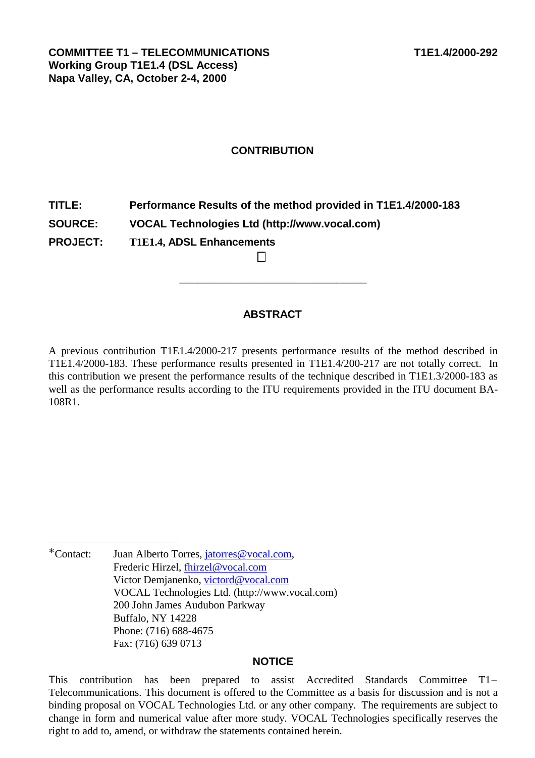**COMMITTEE T1 – TELECOMMUNICATIONS** **T1E1.4/2000-292**
**Working Group T1E1.4 (DSL Access)**
**Napa Valley, CA, October 2-4, 2000**

## CONTRIBUTION

**TITLE:** **Performance Results of the method provided in T1E1.4/2000-183**

**SOURCE:** **VOCAL Technologies Ltd (http://www.vocal.com)**

**PROJECT:** **T1E1.4, ADSL Enhancements**

---

## ABSTRACT

A previous contribution T1E1.4/2000-217 presents performance results of the method described in T1E1.4/2000-183. These performance results presented in T1E1.4/200-217 are not totally correct. In this contribution we present the performance results of the technique described in T1E1.3/2000-183 as well as the performance results according to the ITU requirements provided in the ITU document BA-108R1.

---

*Contact: Juan Alberto Torres, jatorres@vocal.com,
Frederic Hirzel, fhirzel@vocal.com
Victor Demjanenko, victord@vocal.com
VOCAL Technologies Ltd. (http://www.vocal.com)
200 John James Audubon Parkway
Buffalo, NY 14228
Phone: (716) 688-4675
Fax: (716) 639 0713

## NOTICE

This contribution has been prepared to assist Accredited Standards Committee T1–Telecommunications. This document is offered to the Committee as a basis for discussion and is not a binding proposal on VOCAL Technologies Ltd. or any other company. The requirements are subject to change in form and numerical value after more study. VOCAL Technologies specifically reserves the right to add to, amend, or withdraw the statements contained herein.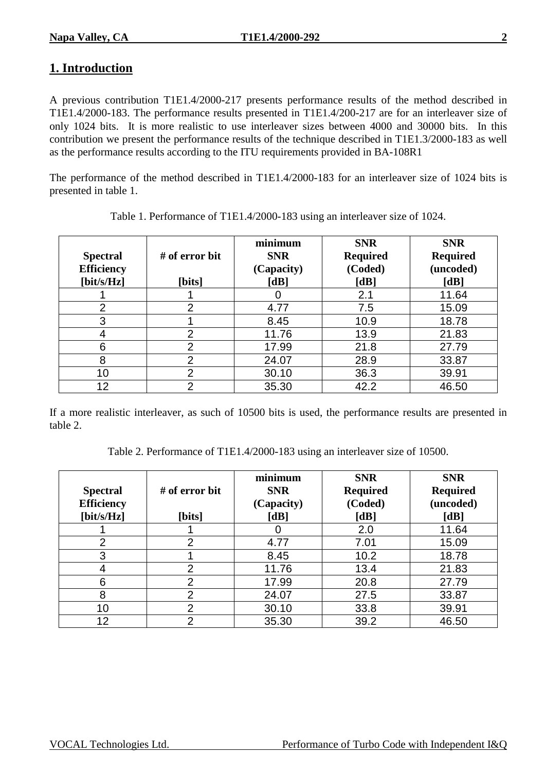## 1. Introduction

A previous contribution T1E1.4/2000-217 presents performance results of the method described in T1E1.4/2000-183. The performance results presented in T1E1.4/200-217 are for an interleaver size of only 1024 bits. It is more realistic to use interleaver sizes between 4000 and 30000 bits. In this contribution we present the performance results of the technique described in T1E1.3/2000-183 as well as the performance results according to the ITU requirements provided in BA-108R1

The performance of the method described in T1E1.4/2000-183 for an interleaver size of 1024 bits is presented in table 1.

Table 1. Performance of T1E1.4/2000-183 using an interleaver size of 1024.

| Spectral Efficiency [bit/s/Hz] | # of error bit [bits] | minimum SNR (Capacity) [dB] | SNR Required (Coded) [dB] | SNR Required (uncoded) [dB] |
|---|---|---|---|---|
| 1 | 1 | 0 | 2.1 | 11.64 |
| 2 | 2 | 4.77 | 7.5 | 15.09 |
| 3 | 1 | 8.45 | 10.9 | 18.78 |
| 4 | 2 | 11.76 | 13.9 | 21.83 |
| 6 | 2 | 17.99 | 21.8 | 27.79 |
| 8 | 2 | 24.07 | 28.9 | 33.87 |
| 10 | 2 | 30.10 | 36.3 | 39.91 |
| 12 | 2 | 35.30 | 42.2 | 46.50 |

If a more realistic interleaver, as such of 10500 bits is used, the performance results are presented in table 2.

Table 2. Performance of T1E1.4/2000-183 using an interleaver size of 10500.

| Spectral Efficiency [bit/s/Hz] | # of error bit [bits] | minimum SNR (Capacity) [dB] | SNR Required (Coded) [dB] | SNR Required (uncoded) [dB] |
|---|---|---|---|---|
| 1 | 1 | 0 | 2.0 | 11.64 |
| 2 | 2 | 4.77 | 7.01 | 15.09 |
| 3 | 1 | 8.45 | 10.2 | 18.78 |
| 4 | 2 | 11.76 | 13.4 | 21.83 |
| 6 | 2 | 17.99 | 20.8 | 27.79 |
| 8 | 2 | 24.07 | 27.5 | 33.87 |
| 10 | 2 | 30.10 | 33.8 | 39.91 |
| 12 | 2 | 35.30 | 39.2 | 46.50 |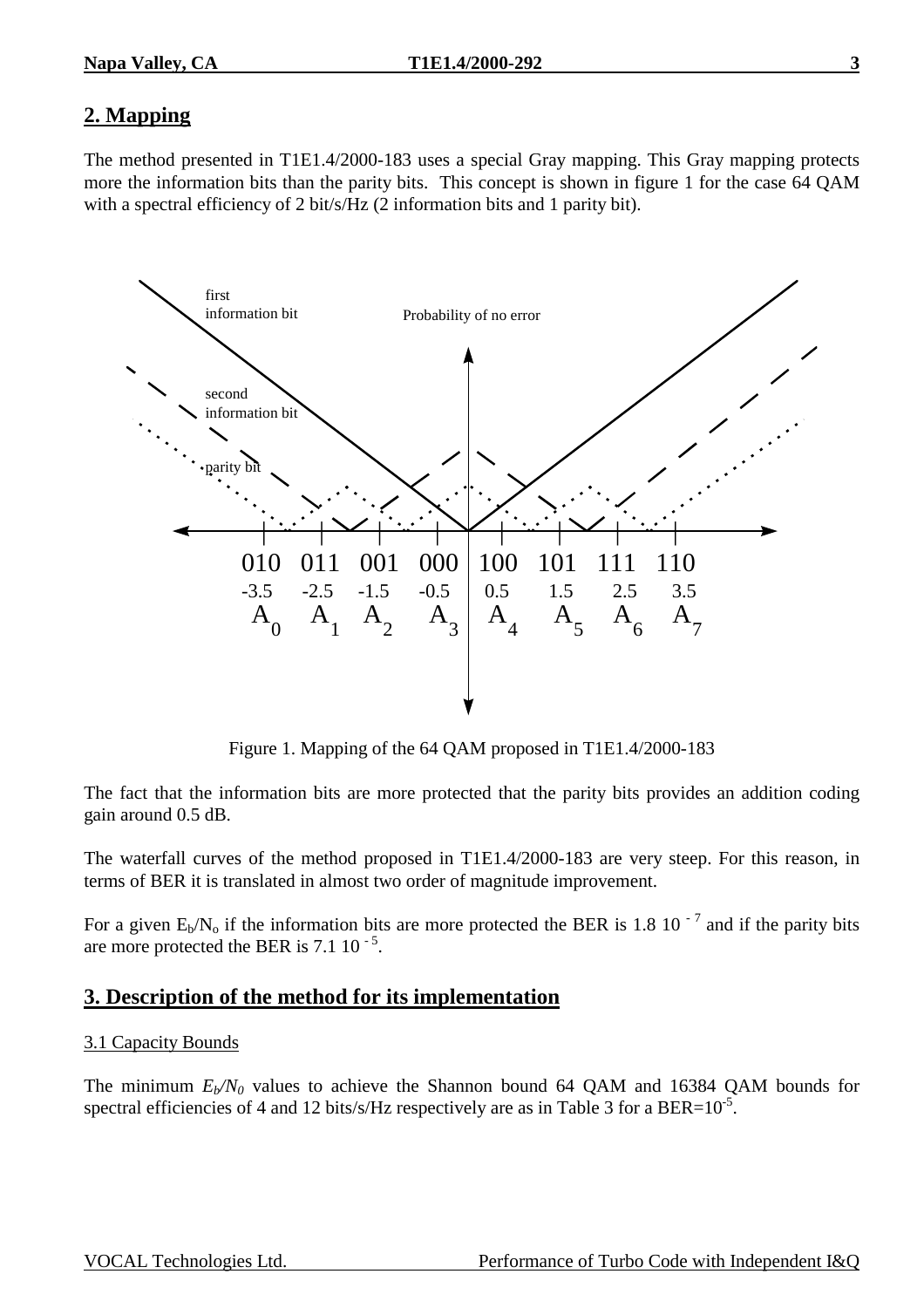## 2. Mapping

The method presented in T1E1.4/2000-183 uses a special Gray mapping. This Gray mapping protects more the information bits than the parity bits. This concept is shown in figure 1 for the case 64 QAM with a spectral efficiency of 2 bit/s/Hz (2 information bits and 1 parity bit).

Figure 1. Mapping of the 64 QAM proposed in T1E1.4/2000-183

The fact that the information bits are more protected that the parity bits provides an addition coding gain around 0.5 dB.

The waterfall curves of the method proposed in T1E1.4/2000-183 are very steep. For this reason, in terms of BER it is translated in almost two order of magnitude improvement.

For a given $E_b/N_o$ if the information bits are more protected the BER is 1.8 $10^{-7}$ and if the parity bits are more protected the BER is 7.1 $10^{-5}$.

## 3. Description of the method for its implementation

### 3.1 Capacity Bounds

The minimum $E_b/N_0$ values to achieve the Shannon bound 64 QAM and 16384 QAM bounds for spectral efficiencies of 4 and 12 bits/s/Hz respectively are as in Table 3 for a BER=$10^{-5}$.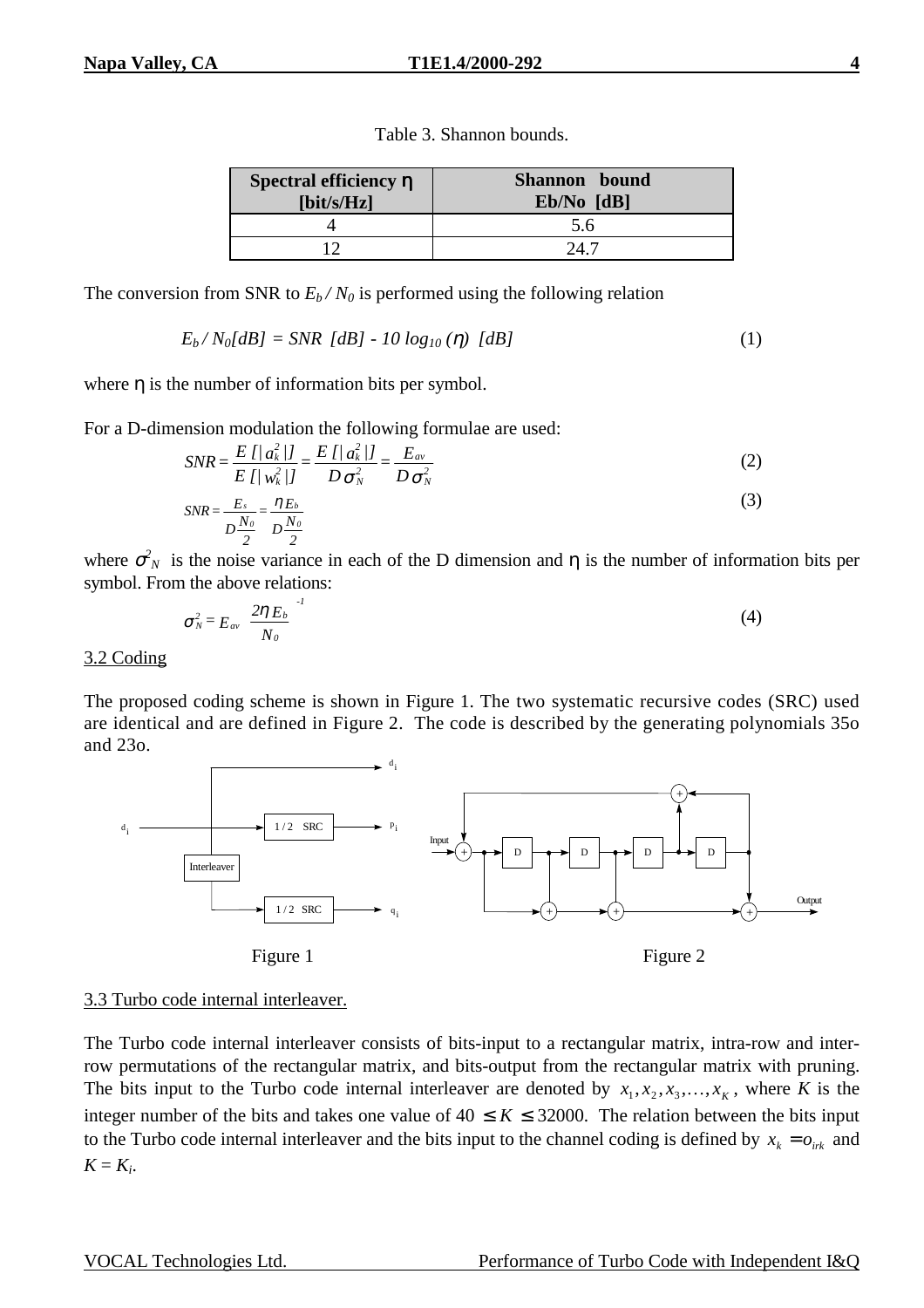Table 3. Shannon bounds.

| Spectral efficiency η [bit/s/Hz] | Shannon bound Eb/No [dB] |
|---|---|
| 4 | 5.6 |
| 12 | 24.7 |

The conversion from SNR to $E_b / N_0$ is performed using the following relation

$$E_b / N_0[dB] = SNR\ [dB] - 10 \log_{10}(\eta)\ [dB] \quad (1)$$

where η is the number of information bits per symbol.

For a D-dimension modulation the following formulae are used:

$$SNR = \frac{E\,[|a_k^2|]}{E\,[|w_k^2|]} = \frac{E\,[|a_k^2|]}{D\sigma_N^2} = \frac{E_{av}}{D\sigma_N^2} \quad (2)$$

$$SNR = \frac{E_s}{D\frac{N_0}{2}} = \frac{\eta E_b}{D\frac{N_0}{2}} \quad (3)$$

where $\sigma_N^2$ is the noise variance in each of the D dimension and η is the number of information bits per symbol. From the above relations:

$$\sigma_N^2 = E_{av} \left( \frac{2\eta E_b}{N_0} \right)^{-1} \quad (4)$$

3.2 Coding

The proposed coding scheme is shown in Figure 1. The two systematic recursive codes (SRC) used are identical and are defined in Figure 2. The code is described by the generating polynomials 35o and 23o.

Figure 1

Figure 2

3.3 Turbo code internal interleaver.

The Turbo code internal interleaver consists of bits-input to a rectangular matrix, intra-row and inter-row permutations of the rectangular matrix, and bits-output from the rectangular matrix with pruning. The bits input to the Turbo code internal interleaver are denoted by $x_1, x_2, x_3, \ldots, x_K$, where $K$ is the integer number of the bits and takes one value of $40 \le K \le 32000$. The relation between the bits input to the Turbo code internal interleaver and the bits input to the channel coding is defined by $x_k = o_{irk}$ and $K = K_i$.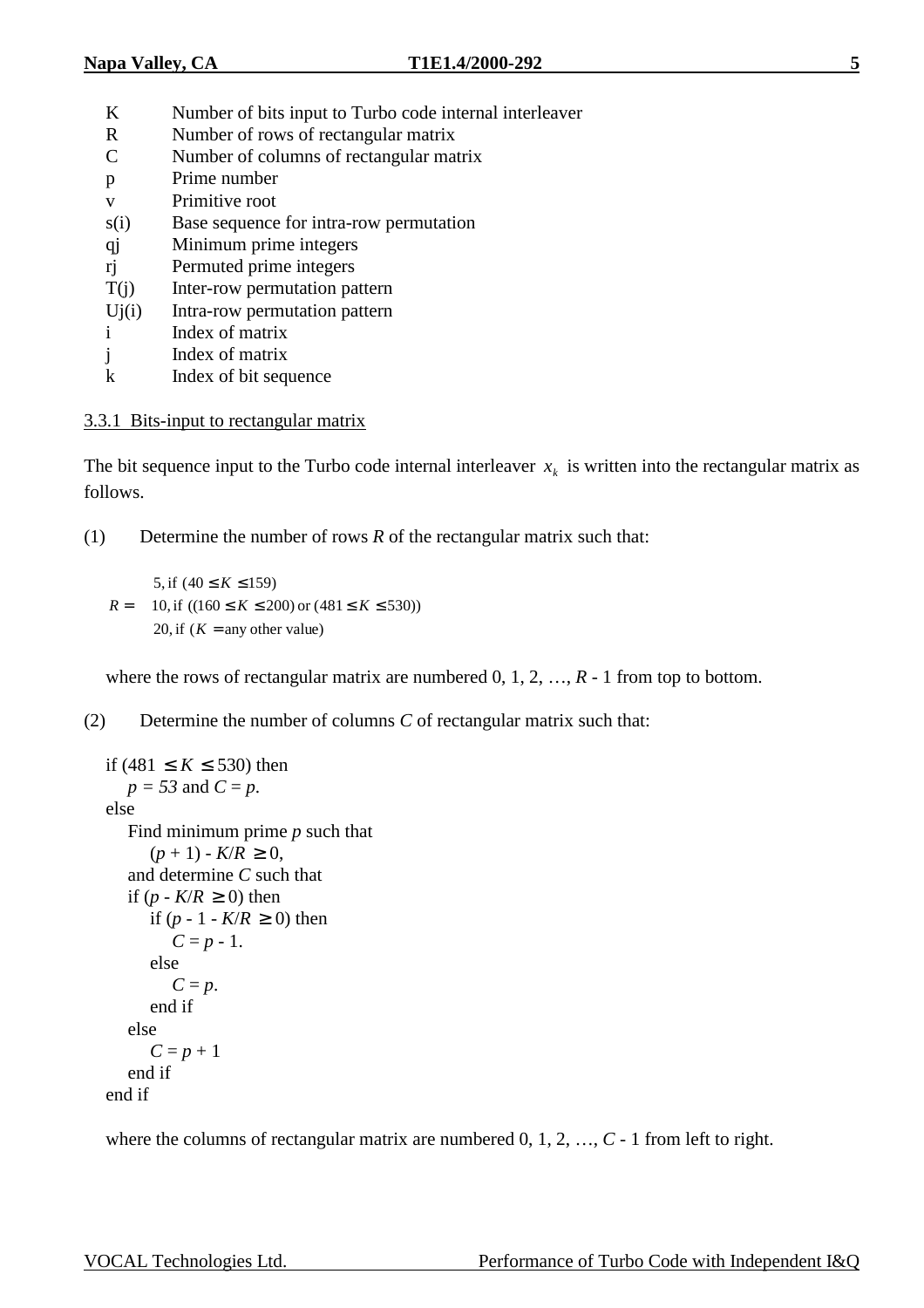| | |
|---|---|
| K | Number of bits input to Turbo code internal interleaver |
| R | Number of rows of rectangular matrix |
| C | Number of columns of rectangular matrix |
| p | Prime number |
| v | Primitive root |
| s(i) | Base sequence for intra-row permutation |
| qj | Minimum prime integers |
| rj | Permuted prime integers |
| T(j) | Inter-row permutation pattern |
| Uj(i) | Intra-row permutation pattern |
| i | Index of matrix |
| j | Index of matrix |
| k | Index of bit sequence |

3.3.1 Bits-input to rectangular matrix

The bit sequence input to the Turbo code internal interleaver $x_k$ is written into the rectangular matrix as follows.

(1) Determine the number of rows $R$ of the rectangular matrix such that:

$$R = \begin{cases} 5, \text{if } (40 \le K \le 159) \\ 10, \text{if } ((160 \le K \le 200) \text{ or } (481 \le K \le 530)) \\ 20, \text{if } (K = \text{any other value}) \end{cases}$$

where the rows of rectangular matrix are numbered 0, 1, 2, …, $R$ - 1 from top to bottom.

(2) Determine the number of columns $C$ of rectangular matrix such that:

```
if (481 ≤ K ≤ 530) then
    p = 53 and C = p.
else
    Find minimum prime p such that
        (p + 1) - K/R ≥ 0,
    and determine C such that
    if (p - K/R ≥ 0) then
        if (p - 1 - K/R ≥ 0) then
            C = p - 1.
        else
            C = p.
        end if
    else
        C = p + 1
    end if
end if
```

where the columns of rectangular matrix are numbered 0, 1, 2, …, $C$ - 1 from left to right.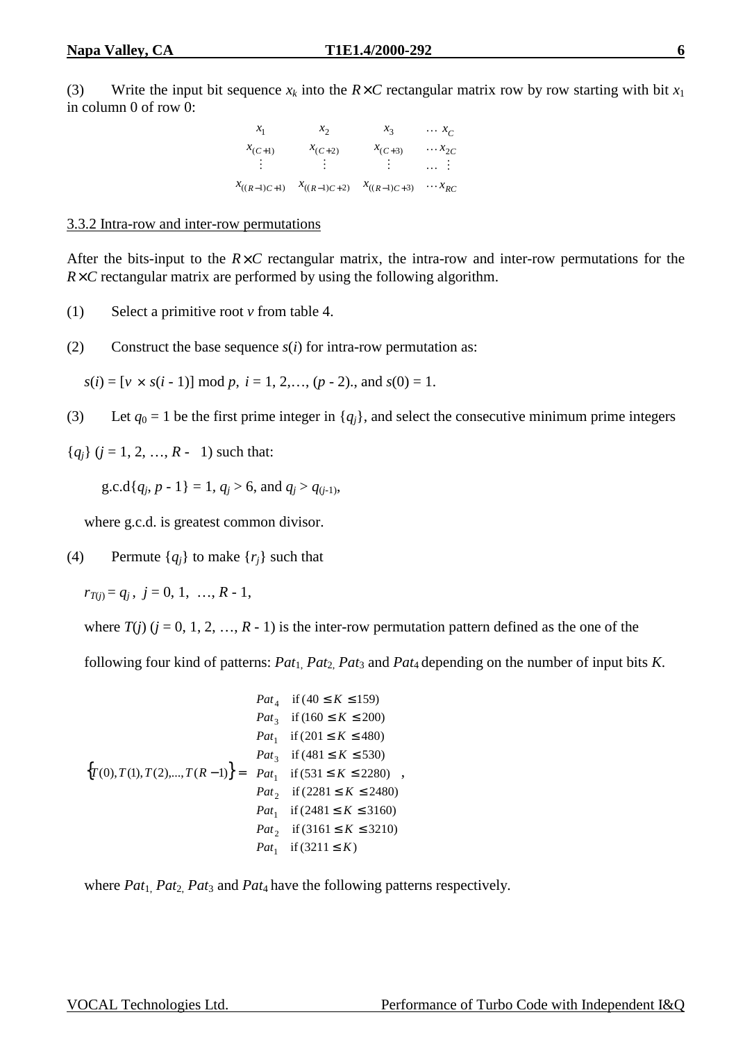(3) Write the input bit sequence $x_k$ into the $R \times C$ rectangular matrix row by row starting with bit $x_1$ in column 0 of row 0:

$$
\begin{matrix}
x_1 & x_2 & x_3 & \ldots\, x_C \\
x_{(C+1)} & x_{(C+2)} & x_{(C+3)} & \ldots\, x_{2C} \\
\vdots & \vdots & \vdots & \ldots\ \vdots \\
x_{((R-1)C+1)} & x_{((R-1)C+2)} & x_{((R-1)C+3)} & \ldots\, x_{RC}
\end{matrix}
$$

3.3.2 Intra-row and inter-row permutations

After the bits-input to the $R \times C$ rectangular matrix, the intra-row and inter-row permutations for the $R \times C$ rectangular matrix are performed by using the following algorithm.

(1) Select a primitive root $v$ from table 4.

(2) Construct the base sequence $s(i)$ for intra-row permutation as:

$s(i) = [v \times s(i - 1)] \bmod p$, $i = 1, 2, \ldots, (p - 2)$., and $s(0) = 1$.

(3) Let $q_0 = 1$ be the first prime integer in $\{q_j\}$, and select the consecutive minimum prime integers

$\{q_j\}$ $(j = 1, 2, \ldots, R - 1)$ such that:

g.c.d$\{q_j, p - 1\} = 1$, $q_j > 6$, and $q_j > q_{(j-1)}$,

where g.c.d. is greatest common divisor.

(4) Permute $\{q_j\}$ to make $\{r_j\}$ such that

$r_{T(j)} = q_j$, $j = 0, 1, \ldots, R - 1$,

where $T(j)$ $(j = 0, 1, 2, \ldots, R - 1)$ is the inter-row permutation pattern defined as the one of the following four kind of patterns: $Pat_1$, $Pat_2$, $Pat_3$ and $Pat_4$ depending on the number of input bits $K$.

$$
\{T(0), T(1), T(2), \ldots, T(R-1)\} = \begin{cases}
Pat_4 & \text{if } (40 \le K \le 159) \\
Pat_3 & \text{if } (160 \le K \le 200) \\
Pat_1 & \text{if } (201 \le K \le 480) \\
Pat_3 & \text{if } (481 \le K \le 530) \\
Pat_1 & \text{if } (531 \le K \le 2280) \\
Pat_2 & \text{if } (2281 \le K \le 2480) \\
Pat_1 & \text{if } (2481 \le K \le 3160) \\
Pat_2 & \text{if } (3161 \le K \le 3210) \\
Pat_1 & \text{if } (3211 \le K)
\end{cases},
$$

where $Pat_1$, $Pat_2$, $Pat_3$ and $Pat_4$ have the following patterns respectively.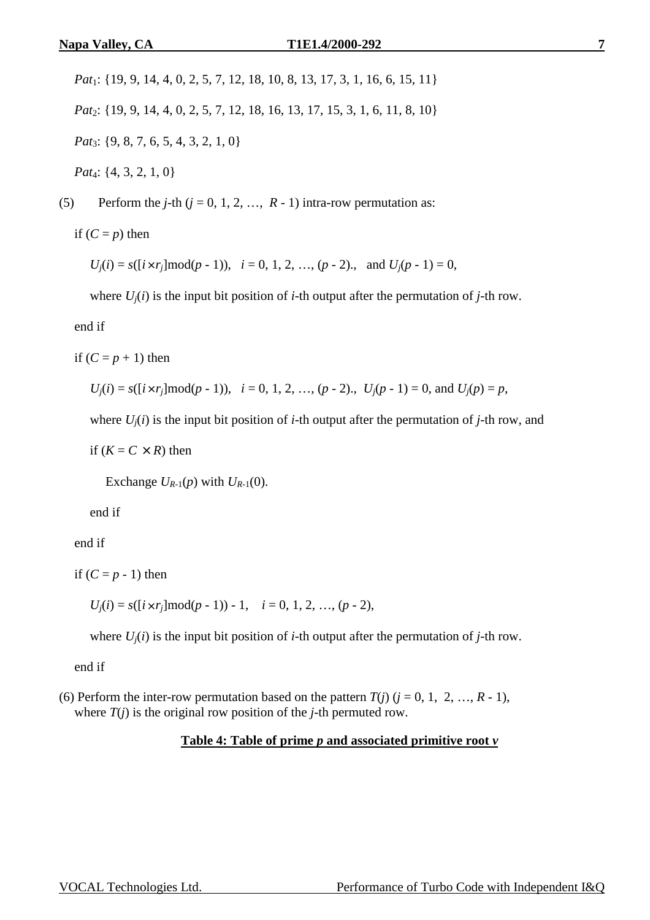$Pat_1$: {19, 9, 14, 4, 0, 2, 5, 7, 12, 18, 10, 8, 13, 17, 3, 1, 16, 6, 15, 11}

$Pat_2$: {19, 9, 14, 4, 0, 2, 5, 7, 12, 18, 16, 13, 17, 15, 3, 1, 6, 11, 8, 10}

$Pat_3$: {9, 8, 7, 6, 5, 4, 3, 2, 1, 0}

$Pat_4$: {4, 3, 2, 1, 0}

(5) Perform the $j$-th ($j$ = 0, 1, 2, …, $R$ - 1) intra-row permutation as:

if ($C = p$) then

$U_j(i) = s([i \times r_j]\bmod(p - 1))$, $i = 0, 1, 2, \ldots, (p - 2)$., and $U_j(p - 1) = 0$,

where $U_j(i)$ is the input bit position of $i$-th output after the permutation of $j$-th row.

end if

if ($C = p + 1$) then

$U_j(i) = s([i \times r_j]\bmod(p - 1))$, $i = 0, 1, 2, \ldots, (p - 2)$., $U_j(p - 1) = 0$, and $U_j(p) = p$,

where $U_j(i)$ is the input bit position of $i$-th output after the permutation of $j$-th row, and

if ($K = C \times R$) then

Exchange $U_{R-1}(p)$ with $U_{R-1}(0)$.

end if

end if

if ($C = p - 1$) then

$U_j(i) = s([i \times r_j]\bmod(p - 1)) - 1$, $i = 0, 1, 2, \ldots, (p - 2)$,

where $U_j(i)$ is the input bit position of $i$-th output after the permutation of $j$-th row.

end if

(6) Perform the inter-row permutation based on the pattern $T(j)$ ($j$ = 0, 1, 2, …, $R$ - 1), where $T(j)$ is the original row position of the $j$-th permuted row.

**Table 4: Table of prime $p$ and associated primitive root $v$**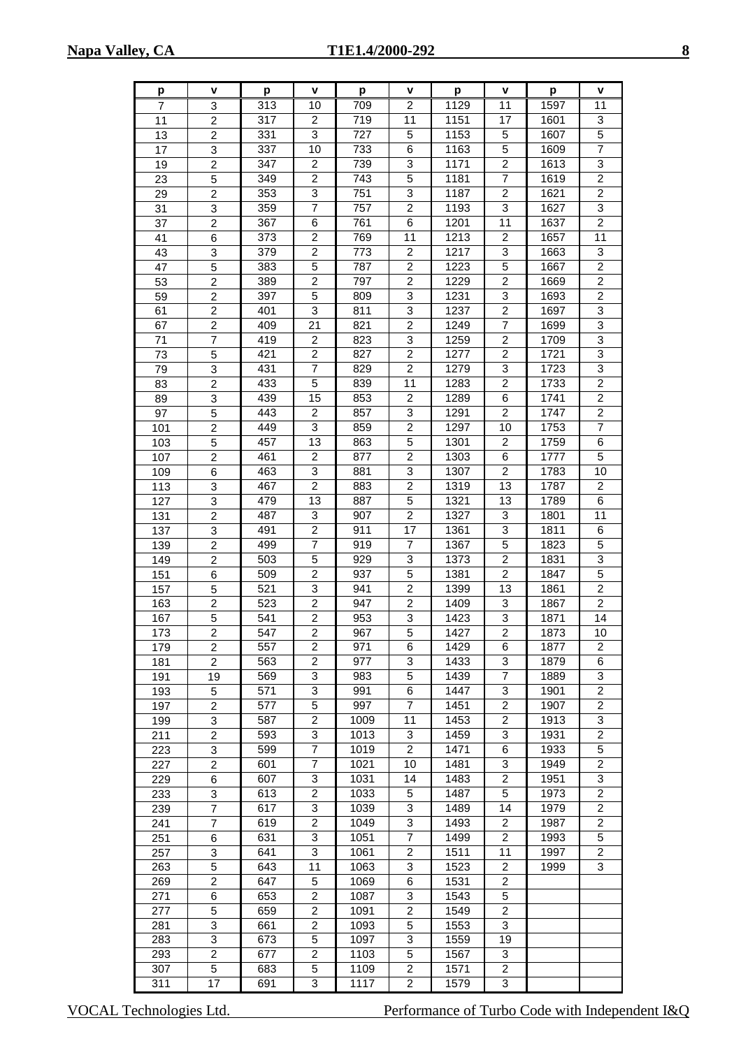| p | v | p | v | p | v | p | v | p | v |
|---|---|---|---|---|---|---|---|---|---|
| 7 | 3 | 313 | 10 | 709 | 2 | 1129 | 11 | 1597 | 11 |
| 11 | 2 | 317 | 2 | 719 | 11 | 1151 | 17 | 1601 | 3 |
| 13 | 2 | 331 | 3 | 727 | 5 | 1153 | 5 | 1607 | 5 |
| 17 | 3 | 337 | 10 | 733 | 6 | 1163 | 5 | 1609 | 7 |
| 19 | 2 | 347 | 2 | 739 | 3 | 1171 | 2 | 1613 | 3 |
| 23 | 5 | 349 | 2 | 743 | 5 | 1181 | 7 | 1619 | 2 |
| 29 | 2 | 353 | 3 | 751 | 3 | 1187 | 2 | 1621 | 2 |
| 31 | 3 | 359 | 7 | 757 | 2 | 1193 | 3 | 1627 | 3 |
| 37 | 2 | 367 | 6 | 761 | 6 | 1201 | 11 | 1637 | 2 |
| 41 | 6 | 373 | 2 | 769 | 11 | 1213 | 2 | 1657 | 11 |
| 43 | 3 | 379 | 2 | 773 | 2 | 1217 | 3 | 1663 | 3 |
| 47 | 5 | 383 | 5 | 787 | 2 | 1223 | 5 | 1667 | 2 |
| 53 | 2 | 389 | 2 | 797 | 2 | 1229 | 2 | 1669 | 2 |
| 59 | 2 | 397 | 5 | 809 | 3 | 1231 | 3 | 1693 | 2 |
| 61 | 2 | 401 | 3 | 811 | 3 | 1237 | 2 | 1697 | 3 |
| 67 | 2 | 409 | 21 | 821 | 2 | 1249 | 7 | 1699 | 3 |
| 71 | 7 | 419 | 2 | 823 | 3 | 1259 | 2 | 1709 | 3 |
| 73 | 5 | 421 | 2 | 827 | 2 | 1277 | 2 | 1721 | 3 |
| 79 | 3 | 431 | 7 | 829 | 2 | 1279 | 3 | 1723 | 3 |
| 83 | 2 | 433 | 5 | 839 | 11 | 1283 | 2 | 1733 | 2 |
| 89 | 3 | 439 | 15 | 853 | 2 | 1289 | 6 | 1741 | 2 |
| 97 | 5 | 443 | 2 | 857 | 3 | 1291 | 2 | 1747 | 2 |
| 101 | 2 | 449 | 3 | 859 | 2 | 1297 | 10 | 1753 | 7 |
| 103 | 5 | 457 | 13 | 863 | 5 | 1301 | 2 | 1759 | 6 |
| 107 | 2 | 461 | 2 | 877 | 2 | 1303 | 6 | 1777 | 5 |
| 109 | 6 | 463 | 3 | 881 | 3 | 1307 | 2 | 1783 | 10 |
| 113 | 3 | 467 | 2 | 883 | 2 | 1319 | 13 | 1787 | 2 |
| 127 | 3 | 479 | 13 | 887 | 5 | 1321 | 13 | 1789 | 6 |
| 131 | 2 | 487 | 3 | 907 | 2 | 1327 | 3 | 1801 | 11 |
| 137 | 3 | 491 | 2 | 911 | 17 | 1361 | 3 | 1811 | 6 |
| 139 | 2 | 499 | 7 | 919 | 7 | 1367 | 5 | 1823 | 5 |
| 149 | 2 | 503 | 5 | 929 | 3 | 1373 | 2 | 1831 | 3 |
| 151 | 6 | 509 | 2 | 937 | 5 | 1381 | 2 | 1847 | 5 |
| 157 | 5 | 521 | 3 | 941 | 2 | 1399 | 13 | 1861 | 2 |
| 163 | 2 | 523 | 2 | 947 | 2 | 1409 | 3 | 1867 | 2 |
| 167 | 5 | 541 | 2 | 953 | 3 | 1423 | 3 | 1871 | 14 |
| 173 | 2 | 547 | 2 | 967 | 5 | 1427 | 2 | 1873 | 10 |
| 179 | 2 | 557 | 2 | 971 | 6 | 1429 | 6 | 1877 | 2 |
| 181 | 2 | 563 | 2 | 977 | 3 | 1433 | 3 | 1879 | 6 |
| 191 | 19 | 569 | 3 | 983 | 5 | 1439 | 7 | 1889 | 3 |
| 193 | 5 | 571 | 3 | 991 | 6 | 1447 | 3 | 1901 | 2 |
| 197 | 2 | 577 | 5 | 997 | 7 | 1451 | 2 | 1907 | 2 |
| 199 | 3 | 587 | 2 | 1009 | 11 | 1453 | 2 | 1913 | 3 |
| 211 | 2 | 593 | 3 | 1013 | 3 | 1459 | 3 | 1931 | 2 |
| 223 | 3 | 599 | 7 | 1019 | 2 | 1471 | 6 | 1933 | 5 |
| 227 | 2 | 601 | 7 | 1021 | 10 | 1481 | 3 | 1949 | 2 |
| 229 | 6 | 607 | 3 | 1031 | 14 | 1483 | 2 | 1951 | 3 |
| 233 | 3 | 613 | 2 | 1033 | 5 | 1487 | 5 | 1973 | 2 |
| 239 | 7 | 617 | 3 | 1039 | 3 | 1489 | 14 | 1979 | 2 |
| 241 | 7 | 619 | 2 | 1049 | 3 | 1493 | 2 | 1987 | 2 |
| 251 | 6 | 631 | 3 | 1051 | 7 | 1499 | 2 | 1993 | 5 |
| 257 | 3 | 641 | 3 | 1061 | 2 | 1511 | 11 | 1997 | 2 |
| 263 | 5 | 643 | 11 | 1063 | 3 | 1523 | 2 | 1999 | 3 |
| 269 | 2 | 647 | 5 | 1069 | 6 | 1531 | 2 | | |
| 271 | 6 | 653 | 2 | 1087 | 3 | 1543 | 5 | | |
| 277 | 5 | 659 | 2 | 1091 | 2 | 1549 | 2 | | |
| 281 | 3 | 661 | 2 | 1093 | 5 | 1553 | 3 | | |
| 283 | 3 | 673 | 5 | 1097 | 3 | 1559 | 19 | | |
| 293 | 2 | 677 | 2 | 1103 | 5 | 1567 | 3 | | |
| 307 | 5 | 683 | 5 | 1109 | 2 | 1571 | 2 | | |
| 311 | 17 | 691 | 3 | 1117 | 2 | 1579 | 3 | | |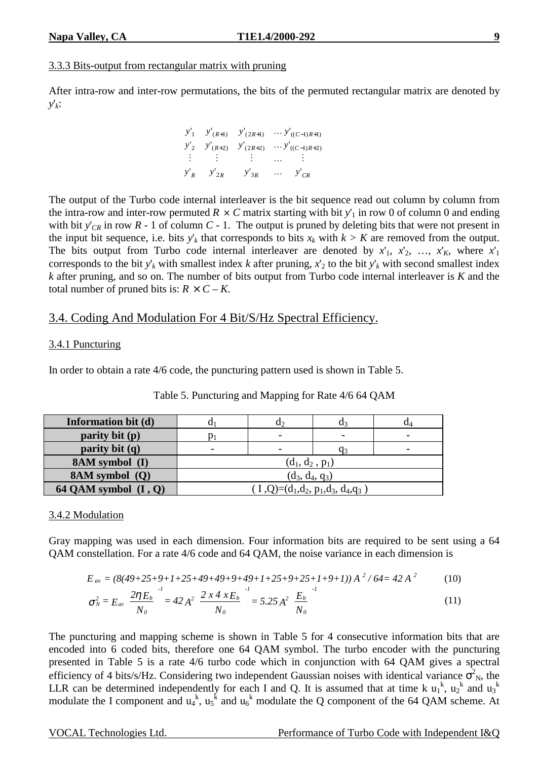### 3.3.3 Bits-output from rectangular matrix with pruning

After intra-row and inter-row permutations, the bits of the permuted rectangular matrix are denoted by $y'_k$:

$$\begin{matrix} y'_1 & y'_{(R+1)} & y'_{(2R+1)} & \cdots y'_{((C-1)R+1)} \\ y'_2 & y'_{(R+2)} & y'_{(2R+2)} & \cdots y'_{((C-1)R+2)} \\ \vdots & \vdots & \vdots & \cdots & \vdots \\ y'_R & y'_{2R} & y'_{3R} & \cdots & y'_{CR} \end{matrix}$$

The output of the Turbo code internal interleaver is the bit sequence read out column by column from the intra-row and inter-row permuted $R \times C$ matrix starting with bit $y'_1$ in row 0 of column 0 and ending with bit $y'_{CR}$ in row $R$ - 1 of column $C$ - 1. The output is pruned by deleting bits that were not present in the input bit sequence, i.e. bits $y'_k$ that corresponds to bits $x_k$ with $k > K$ are removed from the output. The bits output from Turbo code internal interleaver are denoted by $x'_1$, $x'_2$, …, $x'_K$, where $x'_1$ corresponds to the bit $y'_k$ with smallest index $k$ after pruning, $x'_2$ to the bit $y'_k$ with second smallest index $k$ after pruning, and so on. The number of bits output from Turbo code internal interleaver is $K$ and the total number of pruned bits is: $R \times C - K$.

## 3.4. Coding And Modulation For 4 Bit/S/Hz Spectral Efficiency.

### 3.4.1 Puncturing

In order to obtain a rate 4/6 code, the puncturing pattern used is shown in Table 5.

Table 5. Puncturing and Mapping for Rate 4/6 64 QAM

| **Information bit (d)** | $d_1$ | $d_2$ | $d_3$ | $d_4$ |
|---|---|---|---|---|
| **parity bit (p)** | $p_1$ | - | - | - |
| **parity bit (q)** | - | - | $q_3$ | - |
| **8AM symbol (I)** | $(d_1, d_2, p_1)$ | | | |
| **8AM symbol (Q)** | $(d_3, d_4, q_3)$ | | | |
| **64 QAM symbol (I , Q)** | $(I, Q)=(d_1, d_2, p_1, d_3, d_4, q_3)$ | | | |

### 3.4.2 Modulation

Gray mapping was used in each dimension. Four information bits are required to be sent using a 64 QAM constellation. For a rate 4/6 code and 64 QAM, the noise variance in each dimension is

$$E_{av} = (8(49+25+9+1+25+49+49+9+49+1+25+9+25+1+9+1))\,A^2 / 64 = 42\,A^2 \qquad (10)$$

$$\sigma_N^2 = E_{av}\left(\frac{2\eta E_b}{N_0}\right)^{-1} = 42\,A^2\left(\frac{2 \times 4 \times E_b}{N_0}\right)^{-1} = 5.25\,A^2\left(\frac{E_b}{N_0}\right)^{-1} \qquad (11)$$

The puncturing and mapping scheme is shown in Table 5 for 4 consecutive information bits that are encoded into 6 coded bits, therefore one 64 QAM symbol. The turbo encoder with the puncturing presented in Table 5 is a rate 4/6 turbo code which in conjunction with 64 QAM gives a spectral efficiency of 4 bits/s/Hz. Considering two independent Gaussian noises with identical variance $\sigma^2_N$, the LLR can be determined independently for each I and Q. It is assumed that at time k $u_1^k$, $u_2^k$ and $u_3^k$ modulate the I component and $u_4^k$, $u_5^k$ and $u_6^k$ modulate the Q component of the 64 QAM scheme. At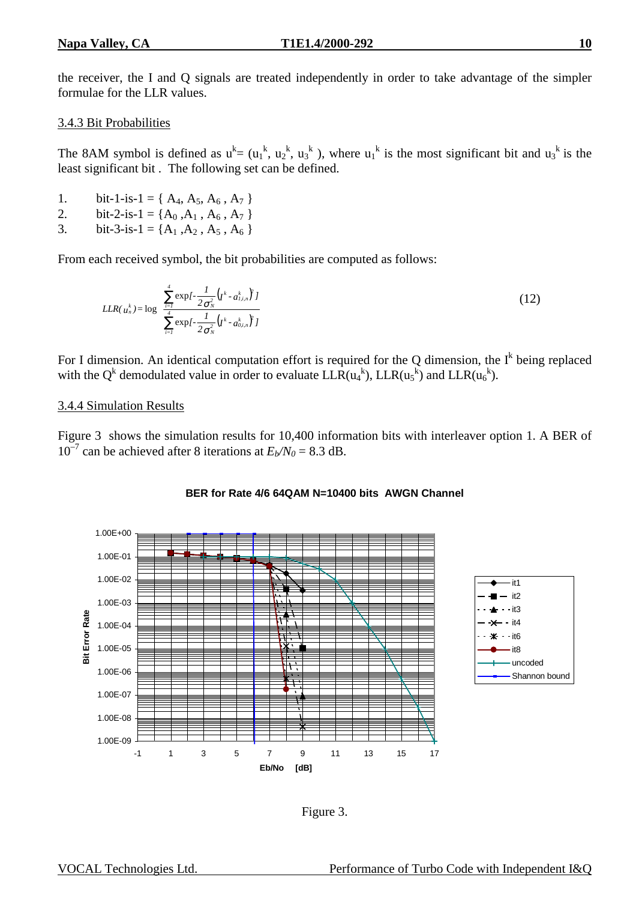the receiver, the I and Q signals are treated independently in order to take advantage of the simpler formulae for the LLR values.

### 3.4.3 Bit Probabilities

The 8AM symbol is defined as $u^k = (u_1^k, u_2^k, u_3^k)$, where $u_1^k$ is the most significant bit and $u_3^k$ is the least significant bit . The following set can be defined.

1. bit-1-is-1 = { $A_4$, $A_5$, $A_6$ , $A_7$ }
2. bit-2-is-1 = { $A_0$ , $A_1$ , $A_6$ , $A_7$ }
3. bit-3-is-1 = { $A_1$ , $A_2$ , $A_5$ , $A_6$ }

From each received symbol, the bit probabilities are computed as follows:

$$LLR(u_n^k) = \log \frac{\sum_{i=1}^{4} \exp[-\frac{1}{2\sigma_N^2}\left(I^k - a_{1,i,n}^k\right)^2]}{\sum_{i=1}^{4} \exp[-\frac{1}{2\sigma_N^2}\left(I^k - a_{0,i,n}^k\right)^2]} \tag{12}$$

For I dimension. An identical computation effort is required for the Q dimension, the $I^k$ being replaced with the $Q^k$ demodulated value in order to evaluate $LLR(u_4^k)$, $LLR(u_5^k)$ and $LLR(u_6^k)$.

### 3.4.4 Simulation Results

Figure 3 shows the simulation results for 10,400 information bits with interleaver option 1. A BER of $10^{-7}$ can be achieved after 8 iterations at $E_b/N_0$ = 8.3 dB.

Figure 3.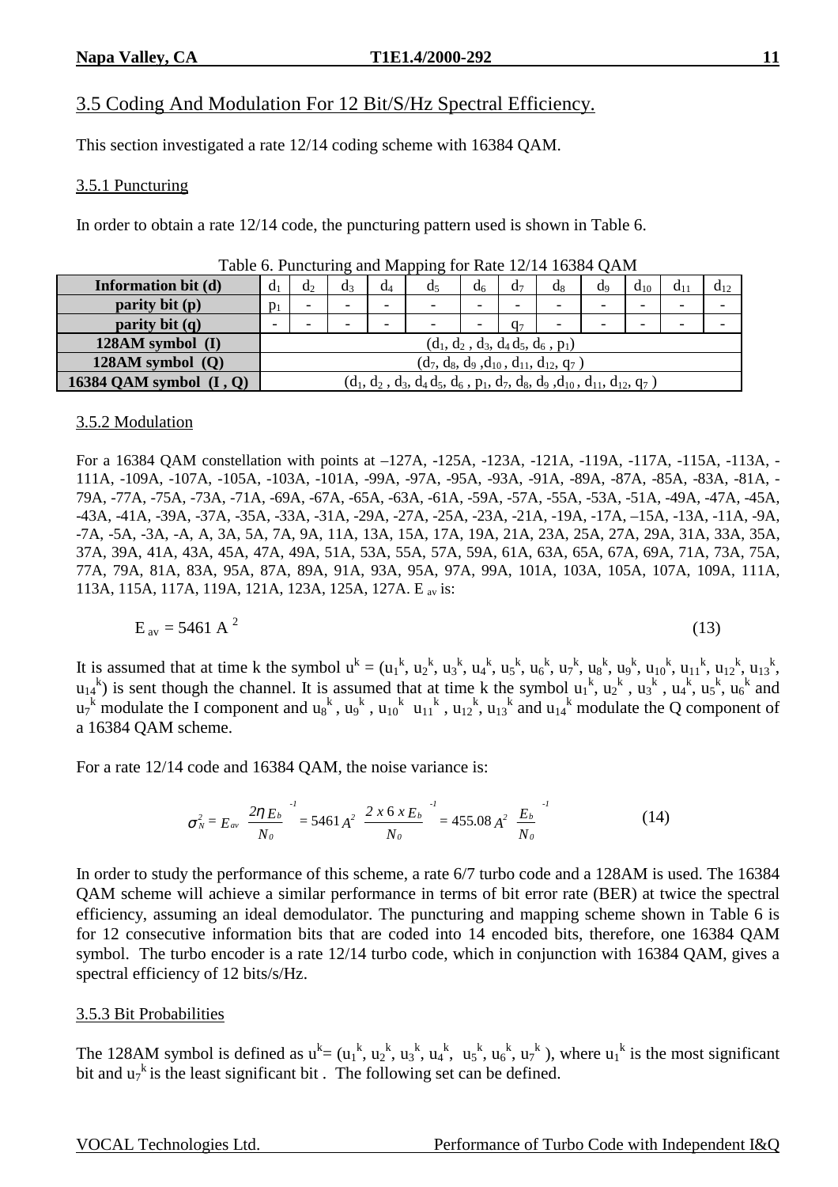## 3.5 Coding And Modulation For 12 Bit/S/Hz Spectral Efficiency.

This section investigated a rate 12/14 coding scheme with 16384 QAM.

### 3.5.1 Puncturing

In order to obtain a rate 12/14 code, the puncturing pattern used is shown in Table 6.

Table 6. Puncturing and Mapping for Rate 12/14 16384 QAM

| Information bit (d) | $d_1$ | $d_2$ | $d_3$ | $d_4$ | $d_5$ | $d_6$ | $d_7$ | $d_8$ | $d_9$ | $d_{10}$ | $d_{11}$ | $d_{12}$ |
|---|---|---|---|---|---|---|---|---|---|---|---|---|
| **parity bit (p)** | $p_1$ | - | - | - | - | - | - | - | - | - | - | - |
| **parity bit (q)** | - | - | - | - | - | - | $q_7$ | - | - | - | - | - |
| **128AM symbol (I)** | $(d_1, d_2, d_3, d_4\, d_5, d_6, p_1)$ | | | | | | | | | | | |
| **128AM symbol (Q)** | $(d_7, d_8, d_9, d_{10}, d_{11}, d_{12}, q_7)$ | | | | | | | | | | | |
| **16384 QAM symbol (I , Q)** | $(d_1, d_2, d_3, d_4\, d_5, d_6, p_1, d_7, d_8, d_9, d_{10}, d_{11}, d_{12}, q_7)$ | | | | | | | | | | | |

### 3.5.2 Modulation

For a 16384 QAM constellation with points at –127A, -125A, -123A, -121A, -119A, -117A, -115A, -113A, -111A, -109A, -107A, -105A, -103A, -101A, -99A, -97A, -95A, -93A, -91A, -89A, -87A, -85A, -83A, -81A, -79A, -77A, -75A, -73A, -71A, -69A, -67A, -65A, -63A, -61A, -59A, -57A, -55A, -53A, -51A, -49A, -47A, -45A, -43A, -41A, -39A, -37A, -35A, -33A, -31A, -29A, -27A, -25A, -23A, -21A, -19A, -17A, –15A, -13A, -11A, -9A, -7A, -5A, -3A, -A, A, 3A, 5A, 7A, 9A, 11A, 13A, 15A, 17A, 19A, 21A, 23A, 25A, 27A, 29A, 31A, 33A, 35A, 37A, 39A, 41A, 43A, 45A, 47A, 49A, 51A, 53A, 55A, 57A, 59A, 61A, 63A, 65A, 67A, 69A, 71A, 73A, 75A, 77A, 79A, 81A, 83A, 95A, 87A, 89A, 91A, 93A, 95A, 97A, 99A, 101A, 103A, 105A, 107A, 109A, 111A, 113A, 115A, 117A, 119A, 121A, 123A, 125A, 127A. $E_{av}$ is:

$$E_{av} = 5461\, A^2 \tag{13}$$

It is assumed that at time k the symbol $u^k = (u_1^k, u_2^k, u_3^k, u_4^k, u_5^k, u_6^k, u_7^k, u_8^k, u_9^k, u_{10}^k, u_{11}^k, u_{12}^k, u_{13}^k, u_{14}^k)$ is sent though the channel. It is assumed that at time k the symbol $u_1^k$, $u_2^k$, $u_3^k$, $u_4^k$, $u_5^k$, $u_6^k$ and $u_7^k$ modulate the I component and $u_8^k$, $u_9^k$, $u_{10}^k$ $u_{11}^k$, $u_{12}^k$, $u_{13}^k$ and $u_{14}^k$ modulate the Q component of a 16384 QAM scheme.

For a rate 12/14 code and 16384 QAM, the noise variance is:

$$\sigma_N^2 = E_{av} \left(\frac{2\eta E_b}{N_0}\right)^{-1} = 5461\, A^2 \left(\frac{2 \times 6 \times E_b}{N_0}\right)^{-1} = 455.08\, A^2 \left(\frac{E_b}{N_0}\right)^{-1} \tag{14}$$

In order to study the performance of this scheme, a rate 6/7 turbo code and a 128AM is used. The 16384 QAM scheme will achieve a similar performance in terms of bit error rate (BER) at twice the spectral efficiency, assuming an ideal demodulator. The puncturing and mapping scheme shown in Table 6 is for 12 consecutive information bits that are coded into 14 encoded bits, therefore, one 16384 QAM symbol. The turbo encoder is a rate 12/14 turbo code, which in conjunction with 16384 QAM, gives a spectral efficiency of 12 bits/s/Hz.

### 3.5.3 Bit Probabilities

The 128AM symbol is defined as $u^k = (u_1^k, u_2^k, u_3^k, u_4^k, u_5^k, u_6^k, u_7^k)$, where $u_1^k$ is the most significant bit and $u_7^k$ is the least significant bit . The following set can be defined.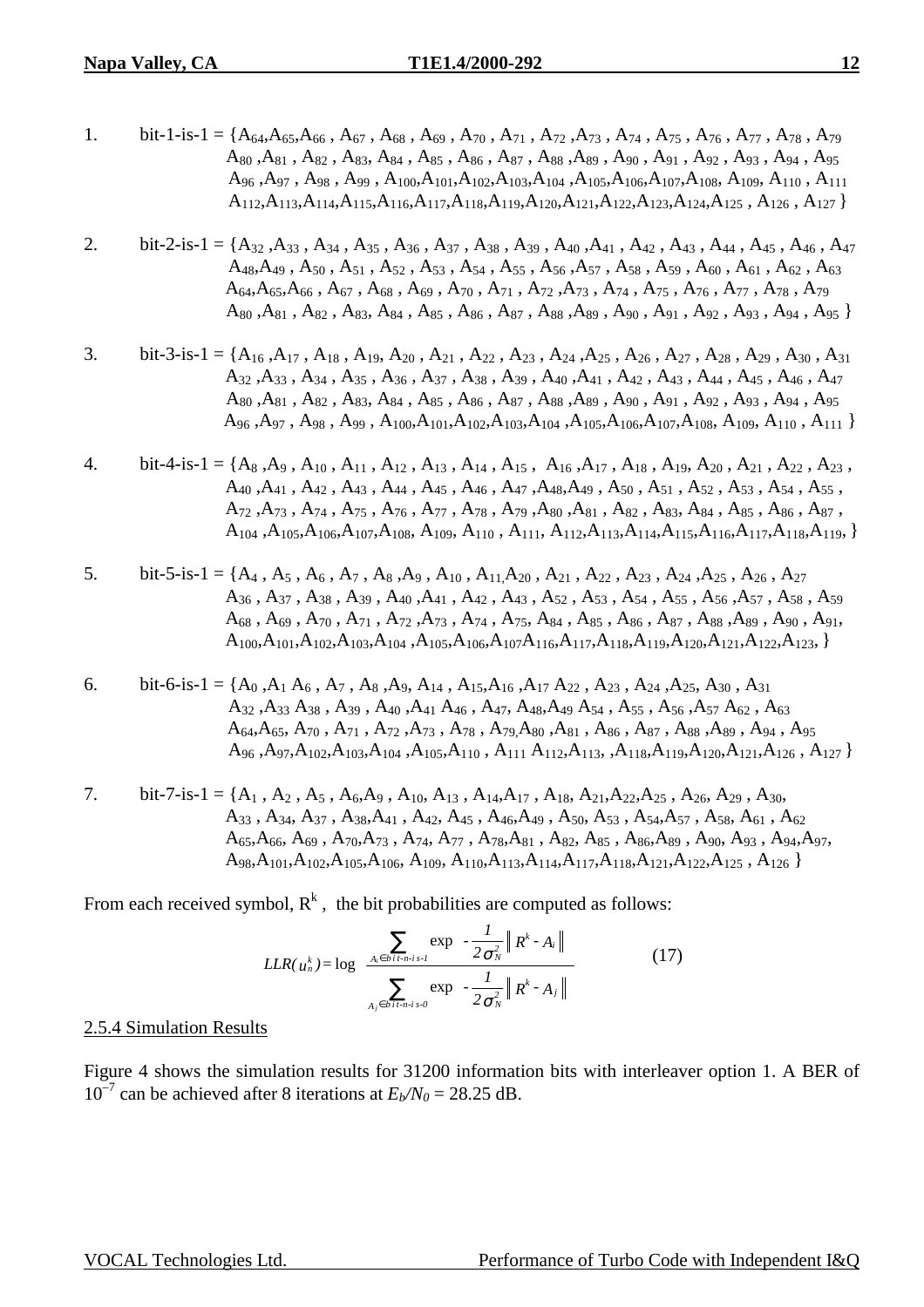1. bit-1-is-1 = $\{A_{64}, A_{65}, A_{66}, A_{67}, A_{68}, A_{69}, A_{70}, A_{71}, A_{72}, A_{73}, A_{74}, A_{75}, A_{76}, A_{77}, A_{78}, A_{79}$ $A_{80}, A_{81}, A_{82}, A_{83}, A_{84}, A_{85}, A_{86}, A_{87}, A_{88}, A_{89}, A_{90}, A_{91}, A_{92}, A_{93}, A_{94}, A_{95}$ $A_{96}, A_{97}, A_{98}, A_{99}, A_{100}, A_{101}, A_{102}, A_{103}, A_{104}, A_{105}, A_{106}, A_{107}, A_{108}, A_{109}, A_{110}, A_{111}$ $A_{112}, A_{113}, A_{114}, A_{115}, A_{116}, A_{117}, A_{118}, A_{119}, A_{120}, A_{121}, A_{122}, A_{123}, A_{124}, A_{125}, A_{126}, A_{127}\}$

2. bit-2-is-1 = $\{A_{32}, A_{33}, A_{34}, A_{35}, A_{36}, A_{37}, A_{38}, A_{39}, A_{40}, A_{41}, A_{42}, A_{43}, A_{44}, A_{45}, A_{46}, A_{47}$ $A_{48}, A_{49}, A_{50}, A_{51}, A_{52}, A_{53}, A_{54}, A_{55}, A_{56}, A_{57}, A_{58}, A_{59}, A_{60}, A_{61}, A_{62}, A_{63}$ $A_{64}, A_{65}, A_{66}, A_{67}, A_{68}, A_{69}, A_{70}, A_{71}, A_{72}, A_{73}, A_{74}, A_{75}, A_{76}, A_{77}, A_{78}, A_{79}$ $A_{80}, A_{81}, A_{82}, A_{83}, A_{84}, A_{85}, A_{86}, A_{87}, A_{88}, A_{89}, A_{90}, A_{91}, A_{92}, A_{93}, A_{94}, A_{95}\}$

3. bit-3-is-1 = $\{A_{16}, A_{17}, A_{18}, A_{19}, A_{20}, A_{21}, A_{22}, A_{23}, A_{24}, A_{25}, A_{26}, A_{27}, A_{28}, A_{29}, A_{30}, A_{31}$ $A_{32}, A_{33}, A_{34}, A_{35}, A_{36}, A_{37}, A_{38}, A_{39}, A_{40}, A_{41}, A_{42}, A_{43}, A_{44}, A_{45}, A_{46}, A_{47}$ $A_{80}, A_{81}, A_{82}, A_{83}, A_{84}, A_{85}, A_{86}, A_{87}, A_{88}, A_{89}, A_{90}, A_{91}, A_{92}, A_{93}, A_{94}, A_{95}$ $A_{96}, A_{97}, A_{98}, A_{99}, A_{100}, A_{101}, A_{102}, A_{103}, A_{104}, A_{105}, A_{106}, A_{107}, A_{108}, A_{109}, A_{110}, A_{111}\}$

4. bit-4-is-1 = $\{A_{8}, A_{9}, A_{10}, A_{11}, A_{12}, A_{13}, A_{14}, A_{15}, A_{16}, A_{17}, A_{18}, A_{19}, A_{20}, A_{21}, A_{22}, A_{23},$ $A_{40}, A_{41}, A_{42}, A_{43}, A_{44}, A_{45}, A_{46}, A_{47}, A_{48}, A_{49}, A_{50}, A_{51}, A_{52}, A_{53}, A_{54}, A_{55},$ $A_{72}, A_{73}, A_{74}, A_{75}, A_{76}, A_{77}, A_{78}, A_{79}, A_{80}, A_{81}, A_{82}, A_{83}, A_{84}, A_{85}, A_{86}, A_{87},$ $A_{104}, A_{105}, A_{106}, A_{107}, A_{108}, A_{109}, A_{110}, A_{111}, A_{112}, A_{113}, A_{114}, A_{115}, A_{116}, A_{117}, A_{118}, A_{119}, \}$

5. bit-5-is-1 = $\{A_{4}, A_{5}, A_{6}, A_{7}, A_{8}, A_{9}, A_{10}, A_{11}, A_{20}, A_{21}, A_{22}, A_{23}, A_{24}, A_{25}, A_{26}, A_{27}$ $A_{36}, A_{37}, A_{38}, A_{39}, A_{40}, A_{41}, A_{42}, A_{43}, A_{52}, A_{53}, A_{54}, A_{55}, A_{56}, A_{57}, A_{58}, A_{59}$ $A_{68}, A_{69}, A_{70}, A_{71}, A_{72}, A_{73}, A_{74}, A_{75}, A_{84}, A_{85}, A_{86}, A_{87}, A_{88}, A_{89}, A_{90}, A_{91},$ $A_{100}, A_{101}, A_{102}, A_{103}, A_{104}, A_{105}, A_{106}, A_{107} A_{116}, A_{117}, A_{118}, A_{119}, A_{120}, A_{121}, A_{122}, A_{123}, \}$

6. bit-6-is-1 = $\{A_{0}, A_{1} A_{6}, A_{7}, A_{8}, A_{9}, A_{14}, A_{15}, A_{16}, A_{17} A_{22}, A_{23}, A_{24}, A_{25}, A_{30}, A_{31}$ $A_{32}, A_{33} A_{38}, A_{39}, A_{40}, A_{41} A_{46}, A_{47}, A_{48}, A_{49} A_{54}, A_{55}, A_{56}, A_{57} A_{62}, A_{63}$ $A_{64}, A_{65}, A_{70}, A_{71}, A_{72}, A_{73}, A_{78}, A_{79}, A_{80}, A_{81}, A_{86}, A_{87}, A_{88}, A_{89}, A_{94}, A_{95}$ $A_{96}, A_{97}, A_{102}, A_{103}, A_{104}, A_{105}, A_{110}, A_{111} A_{112}, A_{113}, , A_{118}, A_{119}, A_{120}, A_{121}, A_{126}, A_{127}\}$

7. bit-7-is-1 = $\{A_{1}, A_{2}, A_{5}, A_{6}, A_{9}, A_{10}, A_{13}, A_{14}, A_{17}, A_{18}, A_{21}, A_{22}, A_{25}, A_{26}, A_{29}, A_{30},$ $A_{33}, A_{34}, A_{37}, A_{38}, A_{41}, A_{42}, A_{45}, A_{46}, A_{49}, A_{50}, A_{53}, A_{54}, A_{57}, A_{58}, A_{61}, A_{62}$ $A_{65}, A_{66}, A_{69}, A_{70}, A_{73}, A_{74}, A_{77}, A_{78}, A_{81}, A_{82}, A_{85}, A_{86}, A_{89}, A_{90}, A_{93}, A_{94}, A_{97},$ $A_{98}, A_{101}, A_{102}, A_{105}, A_{106}, A_{109}, A_{110}, A_{113}, A_{114}, A_{117}, A_{118}, A_{121}, A_{122}, A_{125}, A_{126}\}$

From each received symbol, $R^k$, the bit probabilities are computed as follows:

$$LLR(u_n^k) = \log \frac{\sum_{A_i \in bit\text{-}n\text{-}is\text{-}1} \exp\left(-\frac{1}{2\sigma_N^2}\left\| R^k - A_i \right\|\right)}{\sum_{A_j \in bit\text{-}n\text{-}is\text{-}0} \exp\left(-\frac{1}{2\sigma_N^2}\left\| R^k - A_j \right\|\right)} \qquad (17)$$

2.5.4 Simulation Results

Figure 4 shows the simulation results for 31200 information bits with interleaver option 1. A BER of $10^{-7}$ can be achieved after 8 iterations at $E_b/N_0 = 28.25$ dB.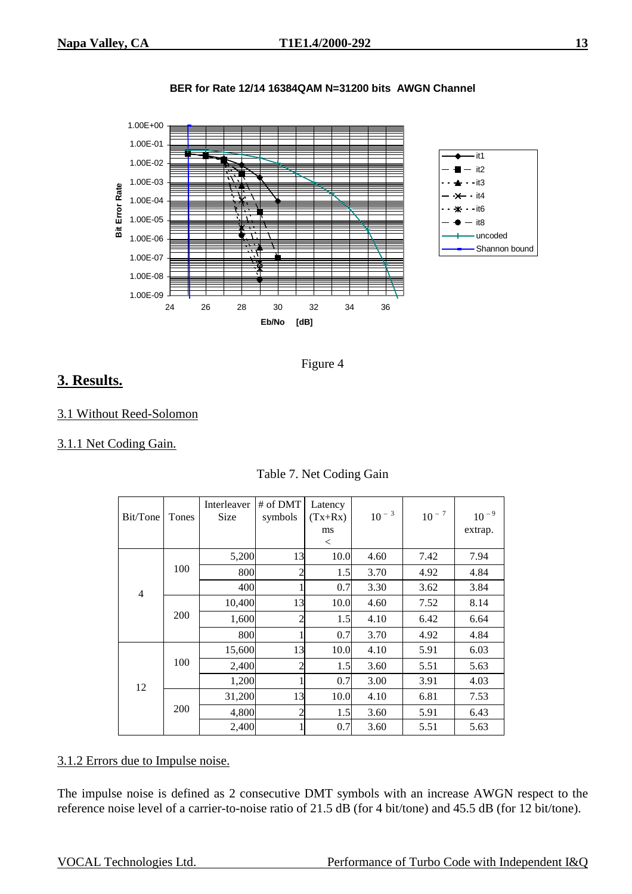**BER for Rate 12/14 16384QAM N=31200 bits AWGN Channel**

Figure 4

# 3. Results.

## 3.1 Without Reed-Solomon

### 3.1.1 Net Coding Gain.

Table 7. Net Coding Gain

| Bit/Tone | Tones | Interleaver Size | # of DMT symbols | Latency (Tx+Rx) ms < | $10^{-3}$ | $10^{-7}$ | $10^{-9}$ extrap. |
|---|---|---|---|---|---|---|---|
| 4 | 100 | 5,200 | 13 | 10.0 | 4.60 | 7.42 | 7.94 |
| | | 800 | 2 | 1.5 | 3.70 | 4.92 | 4.84 |
| | | 400 | 1 | 0.7 | 3.30 | 3.62 | 3.84 |
| | 200 | 10,400 | 13 | 10.0 | 4.60 | 7.52 | 8.14 |
| | | 1,600 | 2 | 1.5 | 4.10 | 6.42 | 6.64 |
| | | 800 | 1 | 0.7 | 3.70 | 4.92 | 4.84 |
| 12 | 100 | 15,600 | 13 | 10.0 | 4.10 | 5.91 | 6.03 |
| | | 2,400 | 2 | 1.5 | 3.60 | 5.51 | 5.63 |
| | | 1,200 | 1 | 0.7 | 3.00 | 3.91 | 4.03 |
| | 200 | 31,200 | 13 | 10.0 | 4.10 | 6.81 | 7.53 |
| | | 4,800 | 2 | 1.5 | 3.60 | 5.91 | 6.43 |
| | | 2,400 | 1 | 0.7 | 3.60 | 5.51 | 5.63 |

### 3.1.2 Errors due to Impulse noise.

The impulse noise is defined as 2 consecutive DMT symbols with an increase AWGN respect to the reference noise level of a carrier-to-noise ratio of 21.5 dB (for 4 bit/tone) and 45.5 dB (for 12 bit/tone).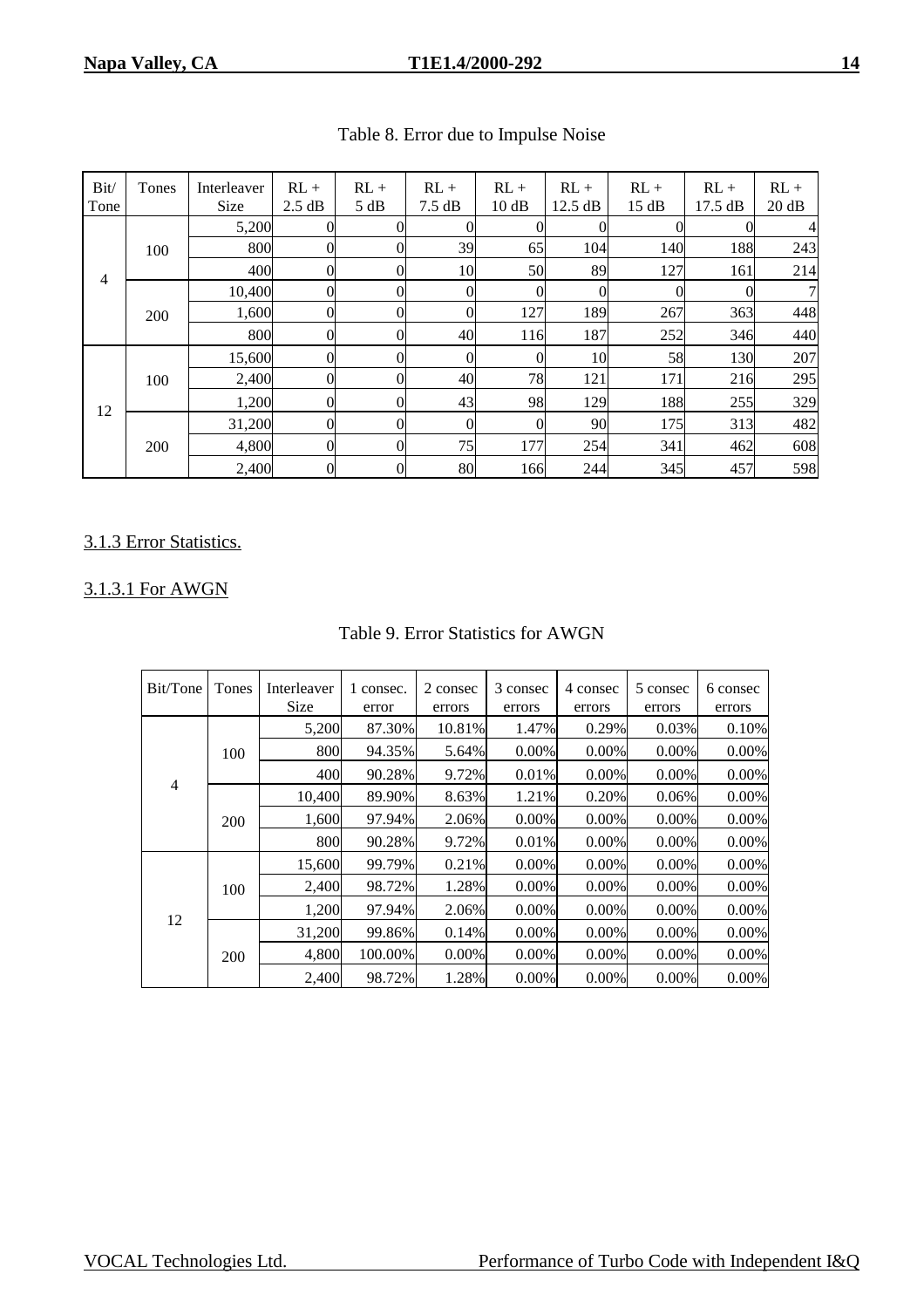Table 8. Error due to Impulse Noise

| Bit/Tone | Tones | Interleaver Size | RL + 2.5 dB | RL + 5 dB | RL + 7.5 dB | RL + 10 dB | RL + 12.5 dB | RL + 15 dB | RL + 17.5 dB | RL + 20 dB |
|---|---|---|---|---|---|---|---|---|---|---|
| 4 | 100 | 5,200 | 0 | 0 | 0 | 0 | 0 | 0 | 0 | 4 |
| | | 800 | 0 | 0 | 39 | 65 | 104 | 140 | 188 | 243 |
| | | 400 | 0 | 0 | 10 | 50 | 89 | 127 | 161 | 214 |
| | 200 | 10,400 | 0 | 0 | 0 | 0 | 0 | 0 | 0 | 7 |
| | | 1,600 | 0 | 0 | 0 | 127 | 189 | 267 | 363 | 448 |
| | | 800 | 0 | 0 | 40 | 116 | 187 | 252 | 346 | 440 |
| 12 | 100 | 15,600 | 0 | 0 | 0 | 0 | 10 | 58 | 130 | 207 |
| | | 2,400 | 0 | 0 | 40 | 78 | 121 | 171 | 216 | 295 |
| | | 1,200 | 0 | 0 | 43 | 98 | 129 | 188 | 255 | 329 |
| | 200 | 31,200 | 0 | 0 | 0 | 0 | 90 | 175 | 313 | 482 |
| | | 4,800 | 0 | 0 | 75 | 177 | 254 | 341 | 462 | 608 |
| | | 2,400 | 0 | 0 | 80 | 166 | 244 | 345 | 457 | 598 |

### 3.1.3 Error Statistics.

#### 3.1.3.1 For AWGN

Table 9. Error Statistics for AWGN

| Bit/Tone | Tones | Interleaver Size | 1 consec. error | 2 consec errors | 3 consec errors | 4 consec errors | 5 consec errors | 6 consec errors |
|---|---|---|---|---|---|---|---|---|
| 4 | 100 | 5,200 | 87.30% | 10.81% | 1.47% | 0.29% | 0.03% | 0.10% |
| | | 800 | 94.35% | 5.64% | 0.00% | 0.00% | 0.00% | 0.00% |
| | | 400 | 90.28% | 9.72% | 0.01% | 0.00% | 0.00% | 0.00% |
| | 200 | 10,400 | 89.90% | 8.63% | 1.21% | 0.20% | 0.06% | 0.00% |
| | | 1,600 | 97.94% | 2.06% | 0.00% | 0.00% | 0.00% | 0.00% |
| | | 800 | 90.28% | 9.72% | 0.01% | 0.00% | 0.00% | 0.00% |
| 12 | 100 | 15,600 | 99.79% | 0.21% | 0.00% | 0.00% | 0.00% | 0.00% |
| | | 2,400 | 98.72% | 1.28% | 0.00% | 0.00% | 0.00% | 0.00% |
| | | 1,200 | 97.94% | 2.06% | 0.00% | 0.00% | 0.00% | 0.00% |
| | 200 | 31,200 | 99.86% | 0.14% | 0.00% | 0.00% | 0.00% | 0.00% |
| | | 4,800 | 100.00% | 0.00% | 0.00% | 0.00% | 0.00% | 0.00% |
| | | 2,400 | 98.72% | 1.28% | 0.00% | 0.00% | 0.00% | 0.00% |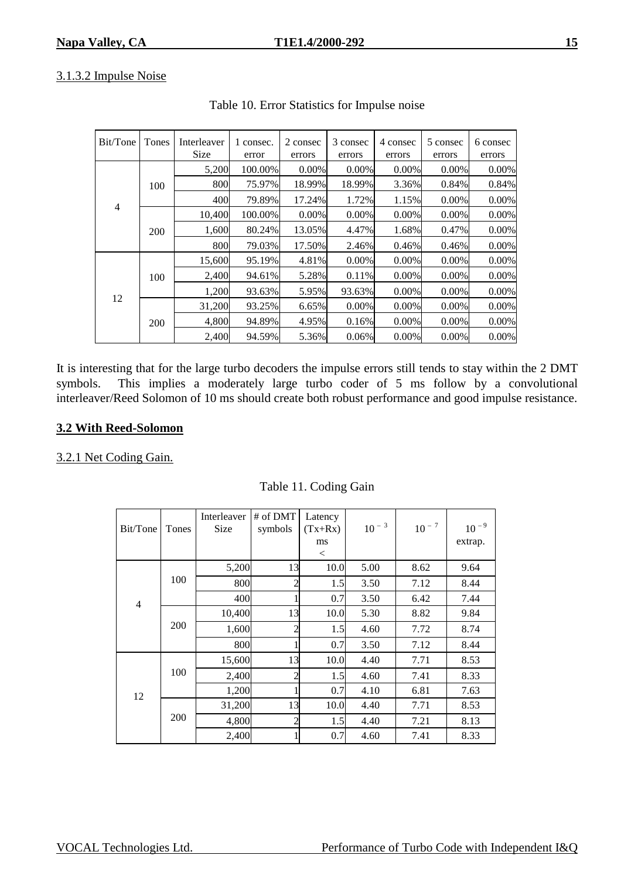### 3.1.3.2 Impulse Noise

Table 10. Error Statistics for Impulse noise

| Bit/Tone | Tones | Interleaver Size | 1 consec. error | 2 consec errors | 3 consec errors | 4 consec errors | 5 consec errors | 6 consec errors |
|---|---|---|---|---|---|---|---|---|
| 4 | 100 | 5,200 | 100.00% | 0.00% | 0.00% | 0.00% | 0.00% | 0.00% |
| | | 800 | 75.97% | 18.99% | 18.99% | 3.36% | 0.84% | 0.84% |
| | | 400 | 79.89% | 17.24% | 1.72% | 1.15% | 0.00% | 0.00% |
| | 200 | 10,400 | 100.00% | 0.00% | 0.00% | 0.00% | 0.00% | 0.00% |
| | | 1,600 | 80.24% | 13.05% | 4.47% | 1.68% | 0.47% | 0.00% |
| | | 800 | 79.03% | 17.50% | 2.46% | 0.46% | 0.46% | 0.00% |
| 12 | 100 | 15,600 | 95.19% | 4.81% | 0.00% | 0.00% | 0.00% | 0.00% |
| | | 2,400 | 94.61% | 5.28% | 0.11% | 0.00% | 0.00% | 0.00% |
| | | 1,200 | 93.63% | 5.95% | 93.63% | 0.00% | 0.00% | 0.00% |
| | 200 | 31,200 | 93.25% | 6.65% | 0.00% | 0.00% | 0.00% | 0.00% |
| | | 4,800 | 94.89% | 4.95% | 0.16% | 0.00% | 0.00% | 0.00% |
| | | 2,400 | 94.59% | 5.36% | 0.06% | 0.00% | 0.00% | 0.00% |

It is interesting that for the large turbo decoders the impulse errors still tends to stay within the 2 DMT symbols. This implies a moderately large turbo coder of 5 ms follow by a convolutional interleaver/Reed Solomon of 10 ms should create both robust performance and good impulse resistance.

## **3.2 With Reed-Solomon**

### 3.2.1 Net Coding Gain.

Table 11. Coding Gain

| Bit/Tone | Tones | Interleaver Size | # of DMT symbols | Latency (Tx+Rx) ms < | $10^{-3}$ | $10^{-7}$ | $10^{-9}$ extrap. |
|---|---|---|---|---|---|---|---|
| 4 | 100 | 5,200 | 13 | 10.0 | 5.00 | 8.62 | 9.64 |
| | | 800 | 2 | 1.5 | 3.50 | 7.12 | 8.44 |
| | | 400 | 1 | 0.7 | 3.50 | 6.42 | 7.44 |
| | 200 | 10,400 | 13 | 10.0 | 5.30 | 8.82 | 9.84 |
| | | 1,600 | 2 | 1.5 | 4.60 | 7.72 | 8.74 |
| | | 800 | 1 | 0.7 | 3.50 | 7.12 | 8.44 |
| 12 | 100 | 15,600 | 13 | 10.0 | 4.40 | 7.71 | 8.53 |
| | | 2,400 | 2 | 1.5 | 4.60 | 7.41 | 8.33 |
| | | 1,200 | 1 | 0.7 | 4.10 | 6.81 | 7.63 |
| | 200 | 31,200 | 13 | 10.0 | 4.40 | 7.71 | 8.53 |
| | | 4,800 | 2 | 1.5 | 4.40 | 7.21 | 8.13 |
| | | 2,400 | 1 | 0.7 | 4.60 | 7.41 | 8.33 |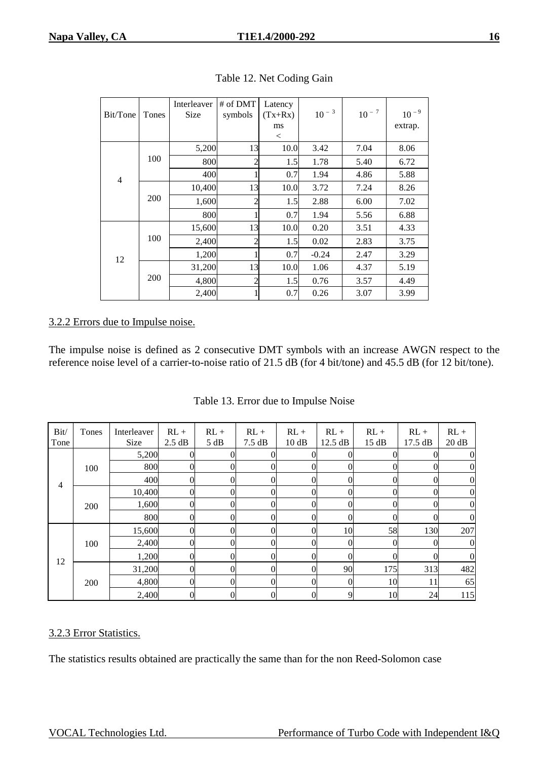Table 12. Net Coding Gain

| Bit/Tone | Tones | Interleaver Size | # of DMT symbols | Latency (Tx+Rx) ms < | $10^{-3}$ | $10^{-7}$ | $10^{-9}$ extrap. |
|---|---|---|---|---|---|---|---|
| 4 | 100 | 5,200 | 13 | 10.0 | 3.42 | 7.04 | 8.06 |
| | | 800 | 2 | 1.5 | 1.78 | 5.40 | 6.72 |
| | | 400 | 1 | 0.7 | 1.94 | 4.86 | 5.88 |
| | 200 | 10,400 | 13 | 10.0 | 3.72 | 7.24 | 8.26 |
| | | 1,600 | 2 | 1.5 | 2.88 | 6.00 | 7.02 |
| | | 800 | 1 | 0.7 | 1.94 | 5.56 | 6.88 |
| 12 | 100 | 15,600 | 13 | 10.0 | 0.20 | 3.51 | 4.33 |
| | | 2,400 | 2 | 1.5 | 0.02 | 2.83 | 3.75 |
| | | 1,200 | 1 | 0.7 | -0.24 | 2.47 | 3.29 |
| | 200 | 31,200 | 13 | 10.0 | 1.06 | 4.37 | 5.19 |
| | | 4,800 | 2 | 1.5 | 0.76 | 3.57 | 4.49 |
| | | 2,400 | 1 | 0.7 | 0.26 | 3.07 | 3.99 |

### 3.2.2 Errors due to Impulse noise.

The impulse noise is defined as 2 consecutive DMT symbols with an increase AWGN respect to the reference noise level of a carrier-to-noise ratio of 21.5 dB (for 4 bit/tone) and 45.5 dB (for 12 bit/tone).

Table 13. Error due to Impulse Noise

| Bit/ Tone | Tones | Interleaver Size | RL + 2.5 dB | RL + 5 dB | RL + 7.5 dB | RL + 10 dB | RL + 12.5 dB | RL + 15 dB | RL + 17.5 dB | RL + 20 dB |
|---|---|---|---|---|---|---|---|---|---|---|
| 4 | 100 | 5,200 | 0 | 0 | 0 | 0 | 0 | 0 | 0 | 0 |
| | | 800 | 0 | 0 | 0 | 0 | 0 | 0 | 0 | 0 |
| | | 400 | 0 | 0 | 0 | 0 | 0 | 0 | 0 | 0 |
| | 200 | 10,400 | 0 | 0 | 0 | 0 | 0 | 0 | 0 | 0 |
| | | 1,600 | 0 | 0 | 0 | 0 | 0 | 0 | 0 | 0 |
| | | 800 | 0 | 0 | 0 | 0 | 0 | 0 | 0 | 0 |
| 12 | 100 | 15,600 | 0 | 0 | 0 | 0 | 10 | 58 | 130 | 207 |
| | | 2,400 | 0 | 0 | 0 | 0 | 0 | 0 | 0 | 0 |
| | | 1,200 | 0 | 0 | 0 | 0 | 0 | 0 | 0 | 0 |
| | 200 | 31,200 | 0 | 0 | 0 | 0 | 90 | 175 | 313 | 482 |
| | | 4,800 | 0 | 0 | 0 | 0 | 0 | 10 | 11 | 65 |
| | | 2,400 | 0 | 0 | 0 | 0 | 9 | 10 | 24 | 115 |

### 3.2.3 Error Statistics.

The statistics results obtained are practically the same than for the non Reed-Solomon case